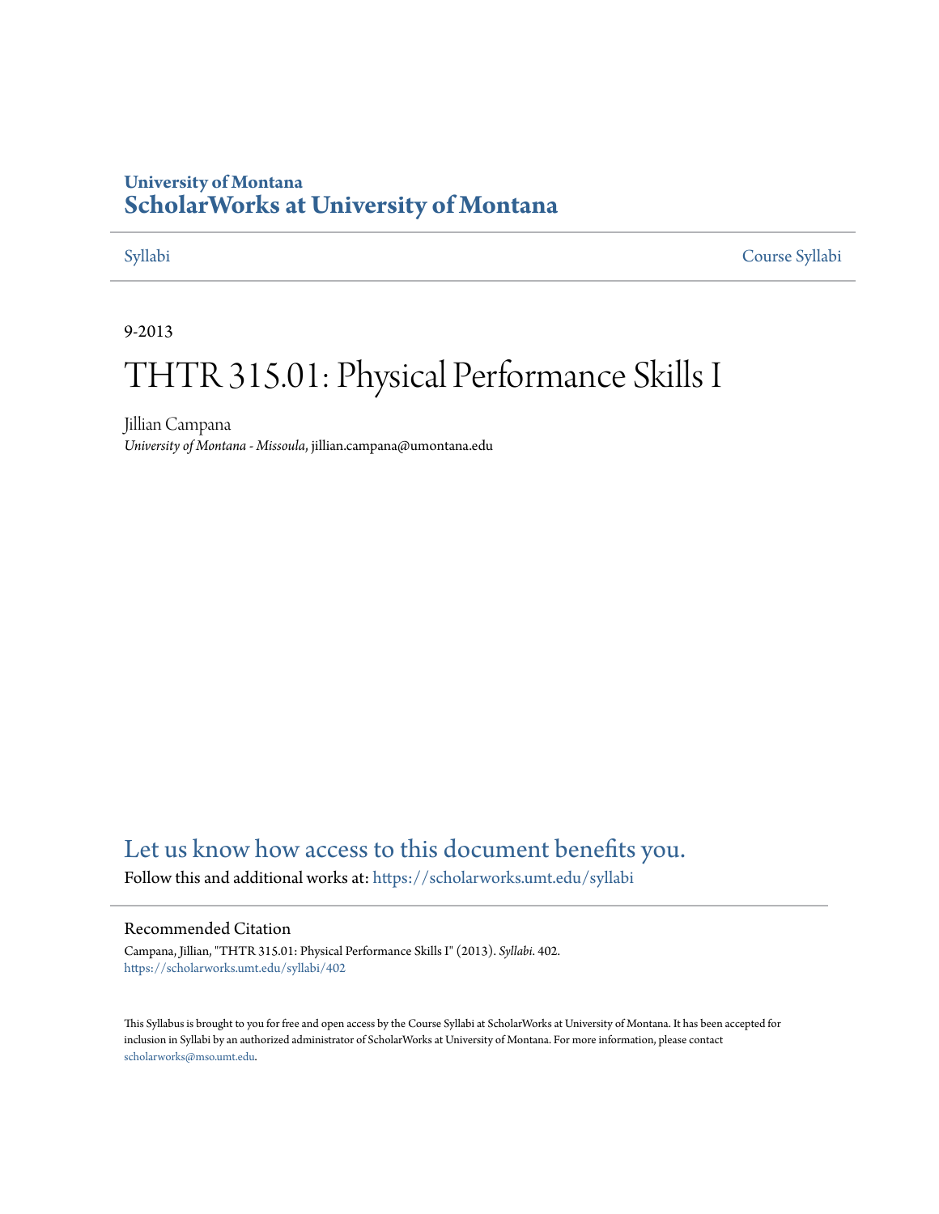University of Montana
# ScholarWorks at University of Montana

Syllabi | Course Syllabi

9-2013

# THTR 315.01: Physical Performance Skills I

Jillian Campana
*University of Montana - Missoula*, jillian.campana@umontana.edu

## Let us know how access to this document benefits you.

Follow this and additional works at: https://scholarworks.umt.edu/syllabi

### Recommended Citation

Campana, Jillian, "THTR 315.01: Physical Performance Skills I" (2013). *Syllabi*. 402.
https://scholarworks.umt.edu/syllabi/402

This Syllabus is brought to you for free and open access by the Course Syllabi at ScholarWorks at University of Montana. It has been accepted for inclusion in Syllabi by an authorized administrator of ScholarWorks at University of Montana. For more information, please contact scholarworks@mso.umt.edu.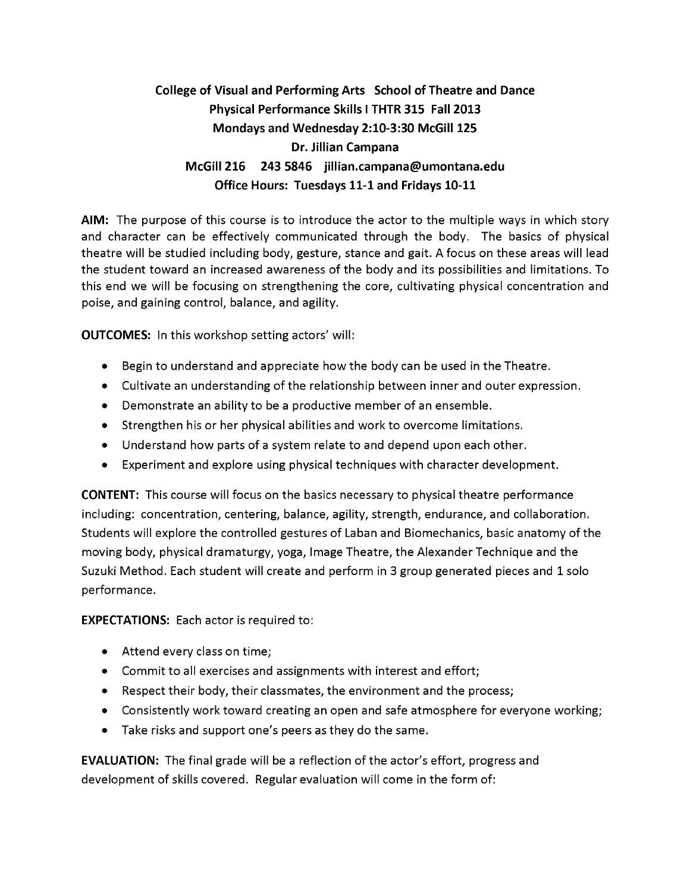**College of Visual and Performing Arts School of Theatre and Dance**
**Physical Performance Skills I THTR 315 Fall 2013**
**Mondays and Wednesday 2:10-3:30 McGill 125**
**Dr. Jillian Campana**
**McGill 216 243 5846 jillian.campana@umontana.edu**
**Office Hours: Tuesdays 11-1 and Fridays 10-11**

**AIM:** The purpose of this course is to introduce the actor to the multiple ways in which story and character can be effectively communicated through the body. The basics of physical theatre will be studied including body, gesture, stance and gait. A focus on these areas will lead the student toward an increased awareness of the body and its possibilities and limitations. To this end we will be focusing on strengthening the core, cultivating physical concentration and poise, and gaining control, balance, and agility.

**OUTCOMES:** In this workshop setting actors' will:

- Begin to understand and appreciate how the body can be used in the Theatre.
- Cultivate an understanding of the relationship between inner and outer expression.
- Demonstrate an ability to be a productive member of an ensemble.
- Strengthen his or her physical abilities and work to overcome limitations.
- Understand how parts of a system relate to and depend upon each other.
- Experiment and explore using physical techniques with character development.

**CONTENT:** This course will focus on the basics necessary to physical theatre performance including: concentration, centering, balance, agility, strength, endurance, and collaboration. Students will explore the controlled gestures of Laban and Biomechanics, basic anatomy of the moving body, physical dramaturgy, yoga, Image Theatre, the Alexander Technique and the Suzuki Method. Each student will create and perform in 3 group generated pieces and 1 solo performance.

**EXPECTATIONS:** Each actor is required to:

- Attend every class on time;
- Commit to all exercises and assignments with interest and effort;
- Respect their body, their classmates, the environment and the process;
- Consistently work toward creating an open and safe atmosphere for everyone working;
- Take risks and support one's peers as they do the same.

**EVALUATION:** The final grade will be a reflection of the actor's effort, progress and development of skills covered. Regular evaluation will come in the form of: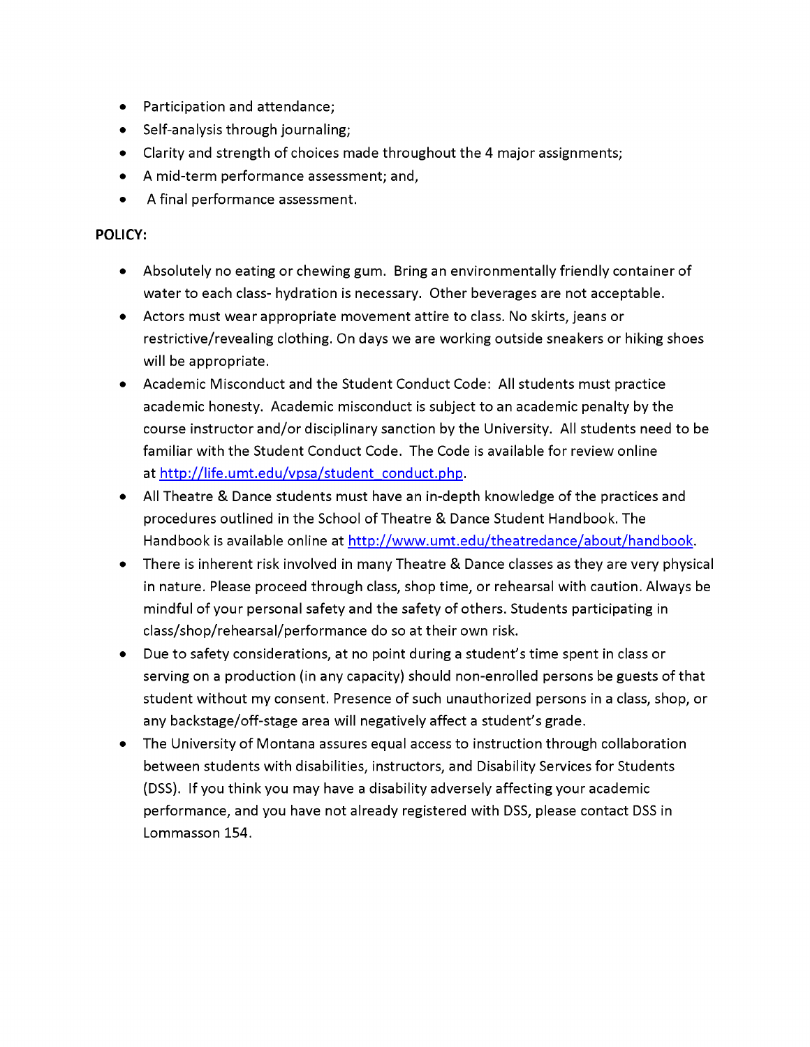- Participation and attendance;
- Self-analysis through journaling;
- Clarity and strength of choices made throughout the 4 major assignments;
- A mid-term performance assessment; and,
- A final performance assessment.

**POLICY:**

- Absolutely no eating or chewing gum. Bring an environmentally friendly container of water to each class- hydration is necessary. Other beverages are not acceptable.
- Actors must wear appropriate movement attire to class. No skirts, jeans or restrictive/revealing clothing. On days we are working outside sneakers or hiking shoes will be appropriate.
- Academic Misconduct and the Student Conduct Code: All students must practice academic honesty. Academic misconduct is subject to an academic penalty by the course instructor and/or disciplinary sanction by the University. All students need to be familiar with the Student Conduct Code. The Code is available for review online at [http://life.umt.edu/vpsa/student_conduct.php](http://life.umt.edu/vpsa/student_conduct.php).
- All Theatre & Dance students must have an in-depth knowledge of the practices and procedures outlined in the School of Theatre & Dance Student Handbook. The Handbook is available online at [http://www.umt.edu/theatredance/about/handbook](http://www.umt.edu/theatredance/about/handbook).
- There is inherent risk involved in many Theatre & Dance classes as they are very physical in nature. Please proceed through class, shop time, or rehearsal with caution. Always be mindful of your personal safety and the safety of others. Students participating in class/shop/rehearsal/performance do so at their own risk.
- Due to safety considerations, at no point during a student's time spent in class or serving on a production (in any capacity) should non-enrolled persons be guests of that student without my consent. Presence of such unauthorized persons in a class, shop, or any backstage/off-stage area will negatively affect a student's grade.
- The University of Montana assures equal access to instruction through collaboration between students with disabilities, instructors, and Disability Services for Students (DSS). If you think you may have a disability adversely affecting your academic performance, and you have not already registered with DSS, please contact DSS in Lommasson 154.